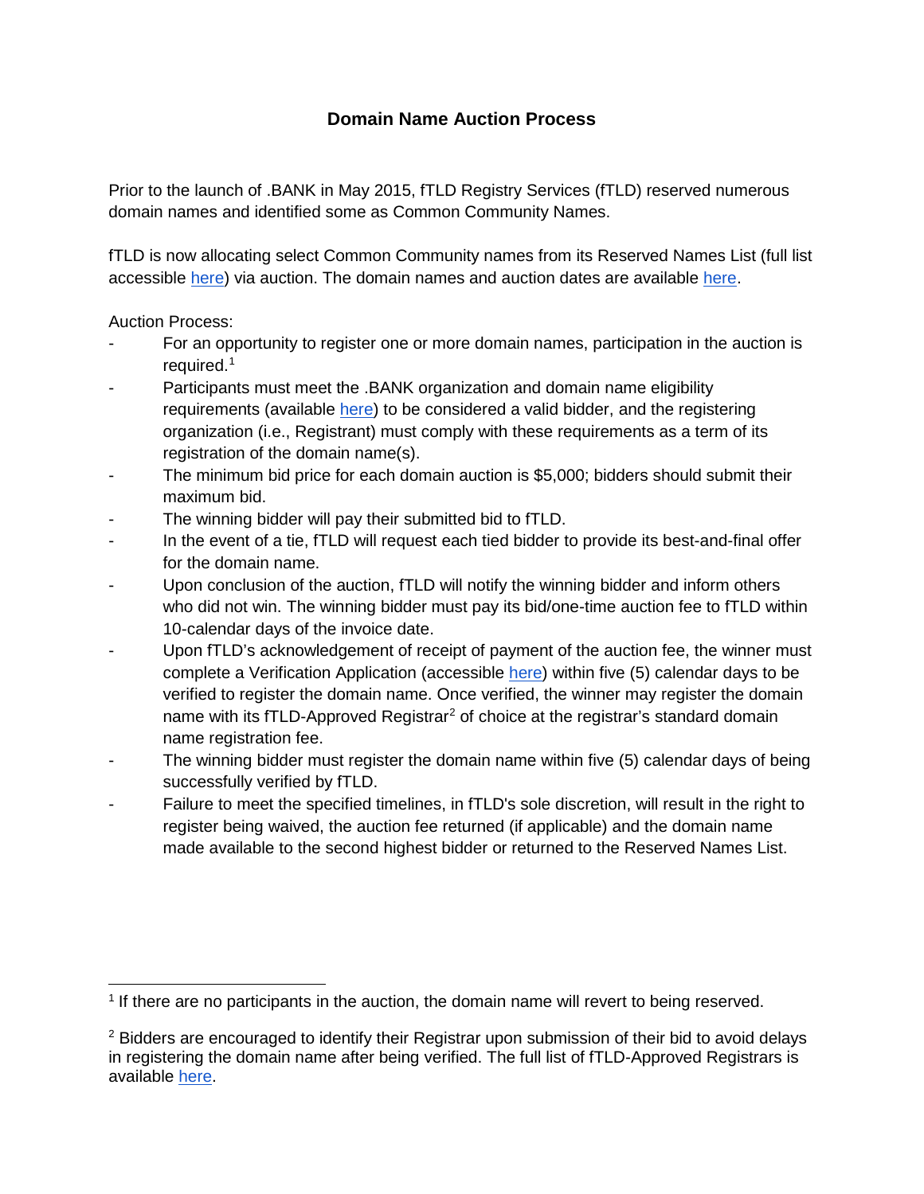# Domain Name Auction Process

Prior to the launch of .BANK in May 2015, fTLD Registry Services (fTLD) reserved numerous domain names and identified some as Common Community Names.

fTLD is now allocating select Common Community names from its Reserved Names List (full list accessible here) via auction. The domain names and auction dates are available here.

Auction Process:

- For an opportunity to register one or more domain names, participation in the auction is required.[1]
- Participants must meet the .BANK organization and domain name eligibility requirements (available here) to be considered a valid bidder, and the registering organization (i.e., Registrant) must comply with these requirements as a term of its registration of the domain name(s).
- The minimum bid price for each domain auction is $5,000; bidders should submit their maximum bid.
- The winning bidder will pay their submitted bid to fTLD.
- In the event of a tie, fTLD will request each tied bidder to provide its best-and-final offer for the domain name.
- Upon conclusion of the auction, fTLD will notify the winning bidder and inform others who did not win. The winning bidder must pay its bid/one-time auction fee to fTLD within 10-calendar days of the invoice date.
- Upon fTLD's acknowledgement of receipt of payment of the auction fee, the winner must complete a Verification Application (accessible here) within five (5) calendar days to be verified to register the domain name. Once verified, the winner may register the domain name with its fTLD-Approved Registrar[2] of choice at the registrar's standard domain name registration fee.
- The winning bidder must register the domain name within five (5) calendar days of being successfully verified by fTLD.
- Failure to meet the specified timelines, in fTLD's sole discretion, will result in the right to register being waived, the auction fee returned (if applicable) and the domain name made available to the second highest bidder or returned to the Reserved Names List.

---

[1] If there are no participants in the auction, the domain name will revert to being reserved.

[2] Bidders are encouraged to identify their Registrar upon submission of their bid to avoid delays in registering the domain name after being verified. The full list of fTLD-Approved Registrars is available here.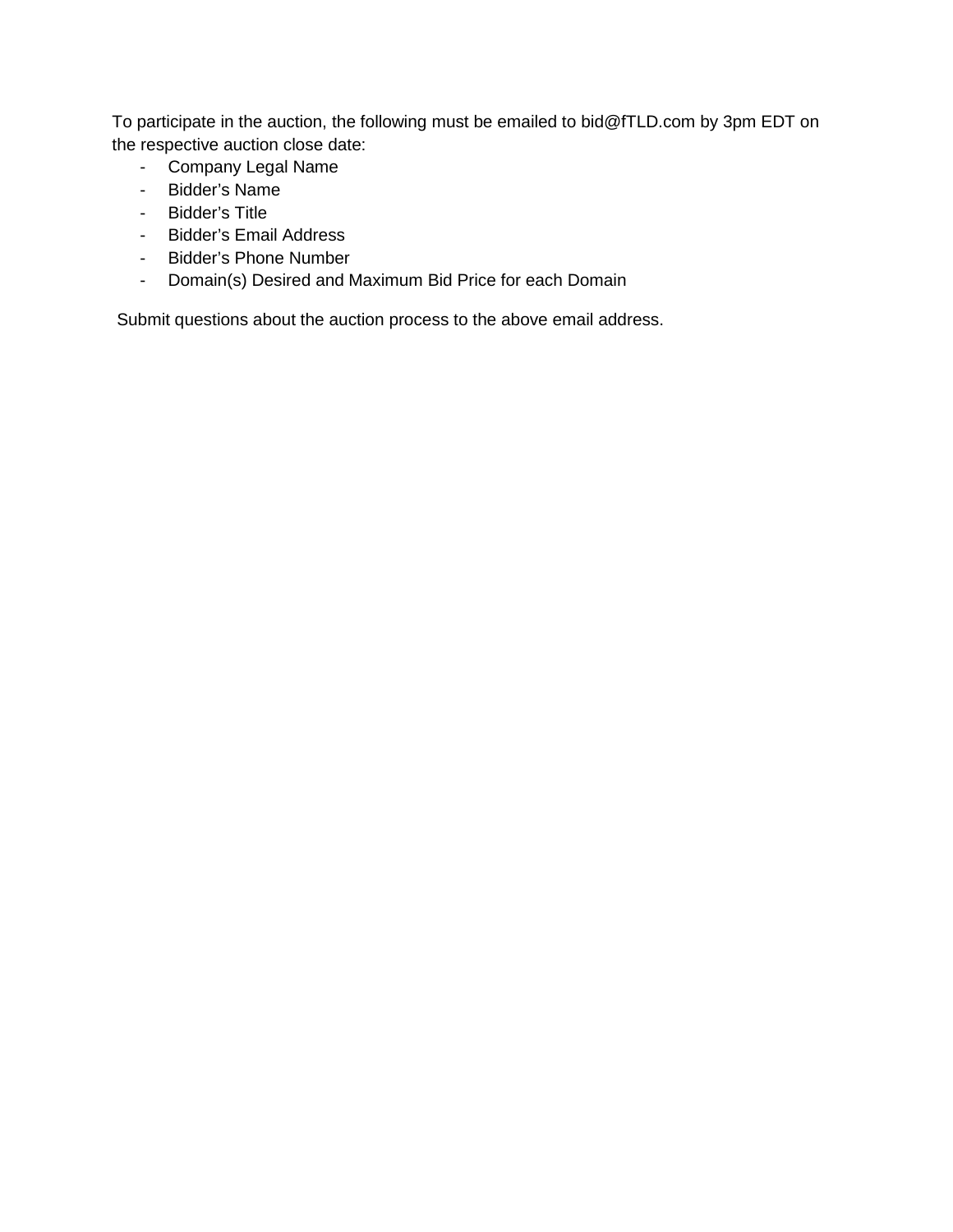To participate in the auction, the following must be emailed to bid@fTLD.com by 3pm EDT on the respective auction close date:

- Company Legal Name
- Bidder's Name
- Bidder's Title
- Bidder's Email Address
- Bidder's Phone Number
- Domain(s) Desired and Maximum Bid Price for each Domain

Submit questions about the auction process to the above email address.